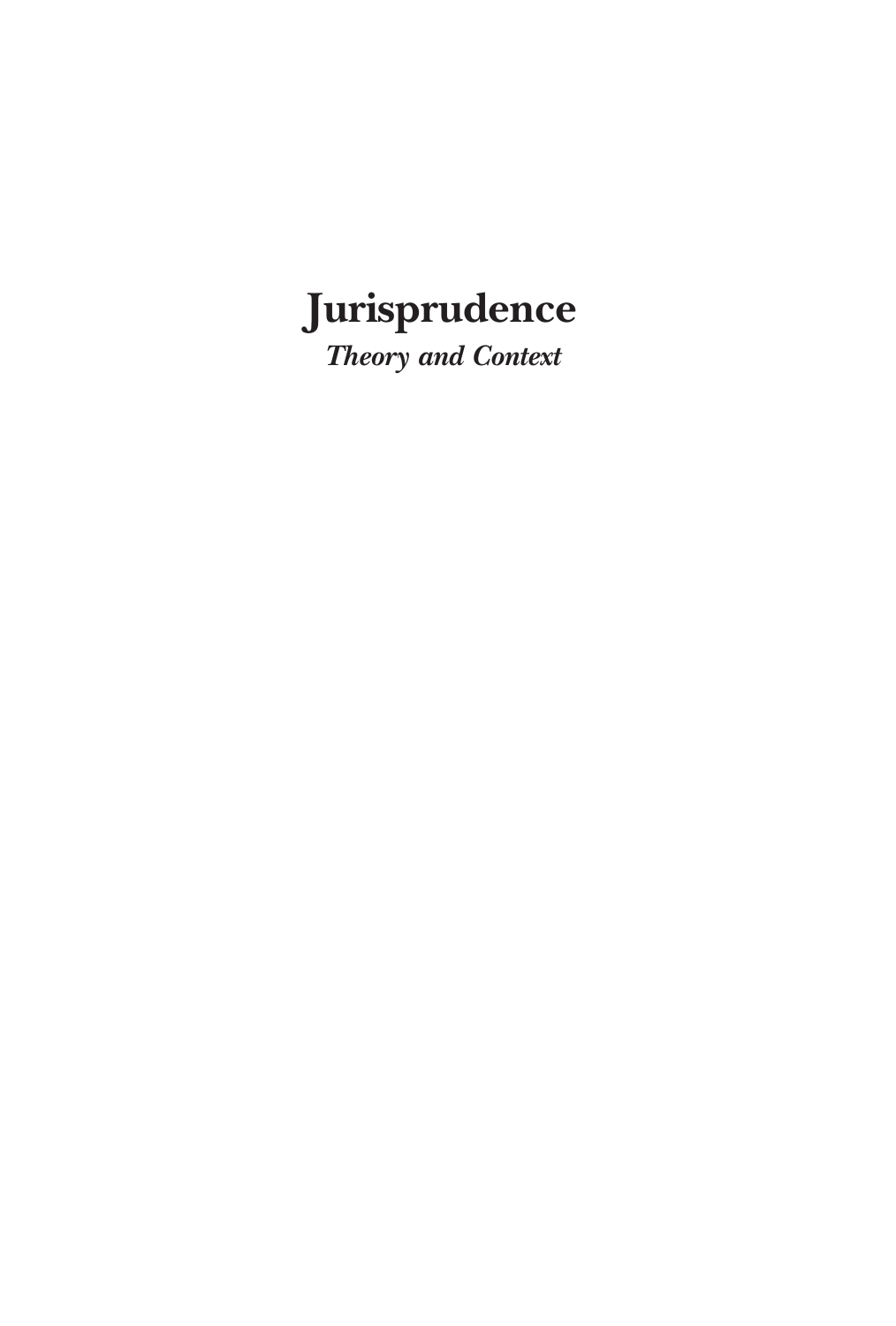# Jurisprudence

*Theory and Context*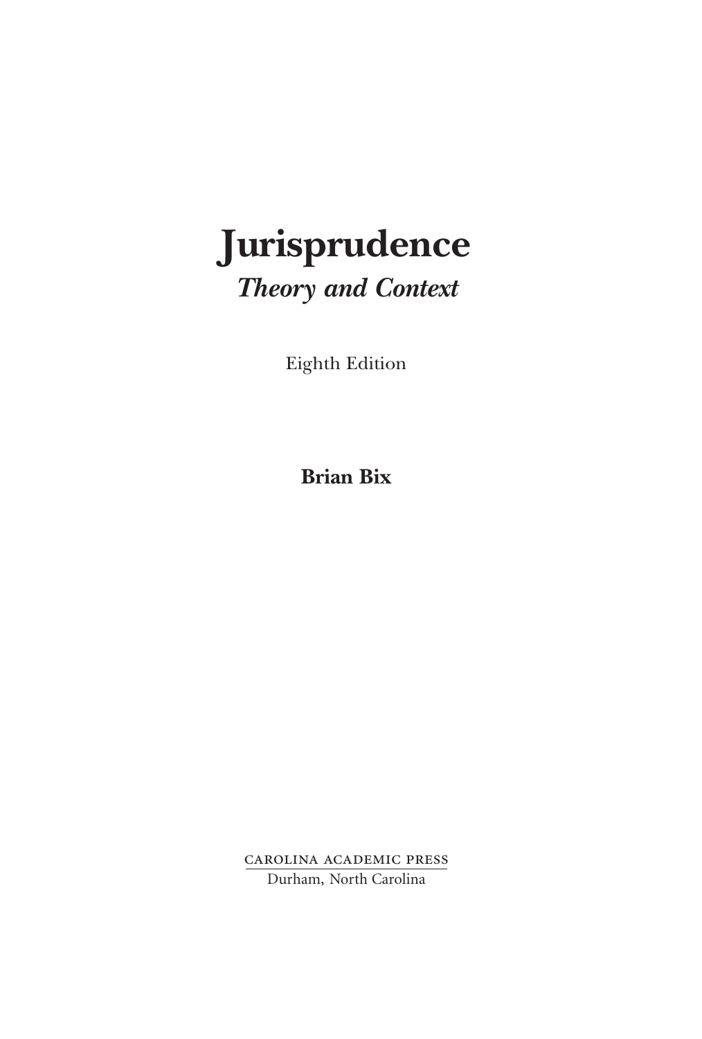# Jurisprudence

## *Theory and Context*

Eighth Edition

**Brian Bix**

CAROLINA ACADEMIC PRESS

Durham, North Carolina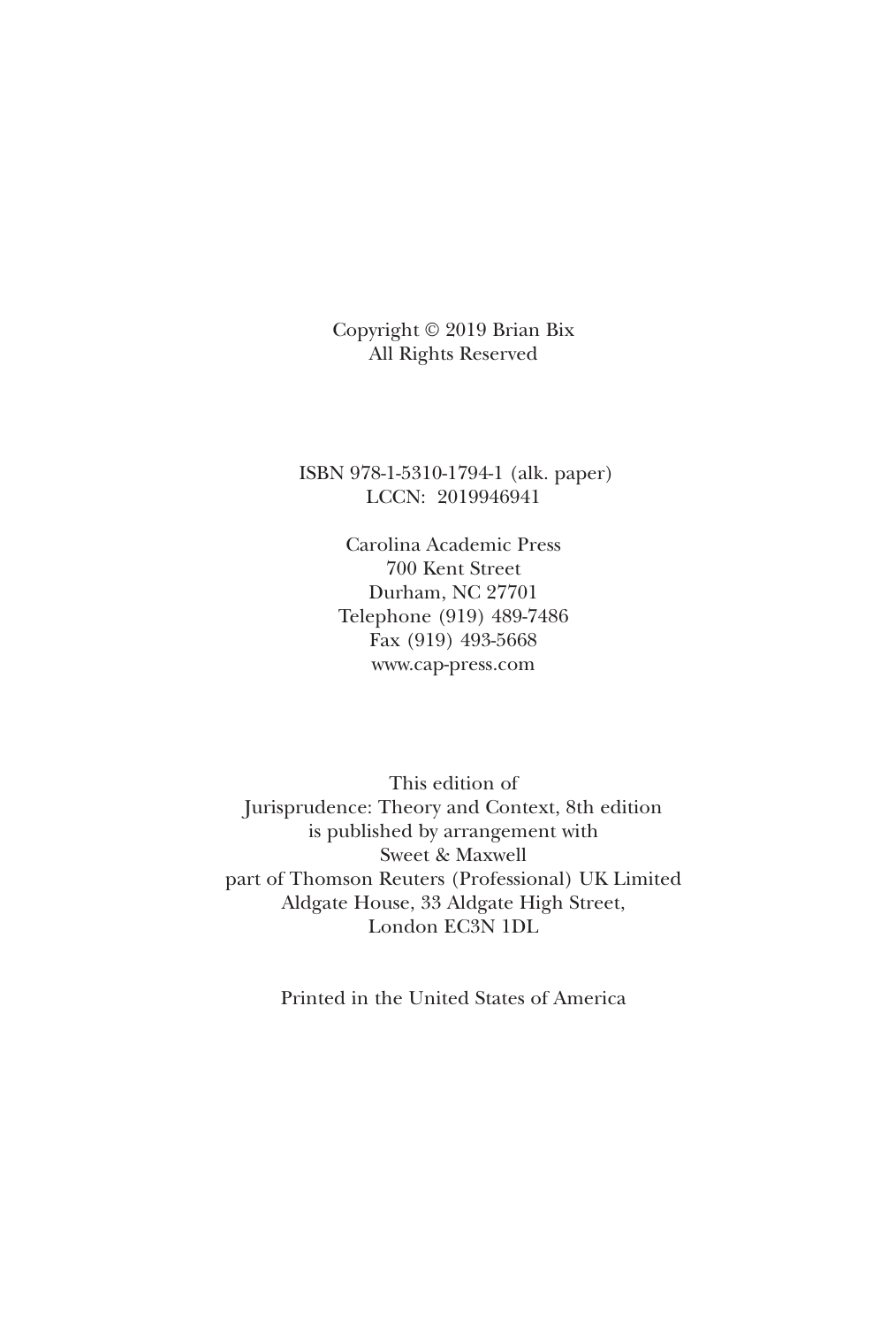Copyright © 2019 Brian Bix
All Rights Reserved

ISBN 978-1-5310-1794-1 (alk. paper)
LCCN: 2019946941

Carolina Academic Press
700 Kent Street
Durham, NC 27701
Telephone (919) 489-7486
Fax (919) 493-5668
www.cap-press.com

This edition of
Jurisprudence: Theory and Context, 8th edition
is published by arrangement with
Sweet & Maxwell
part of Thomson Reuters (Professional) UK Limited
Aldgate House, 33 Aldgate High Street,
London EC3N 1DL

Printed in the United States of America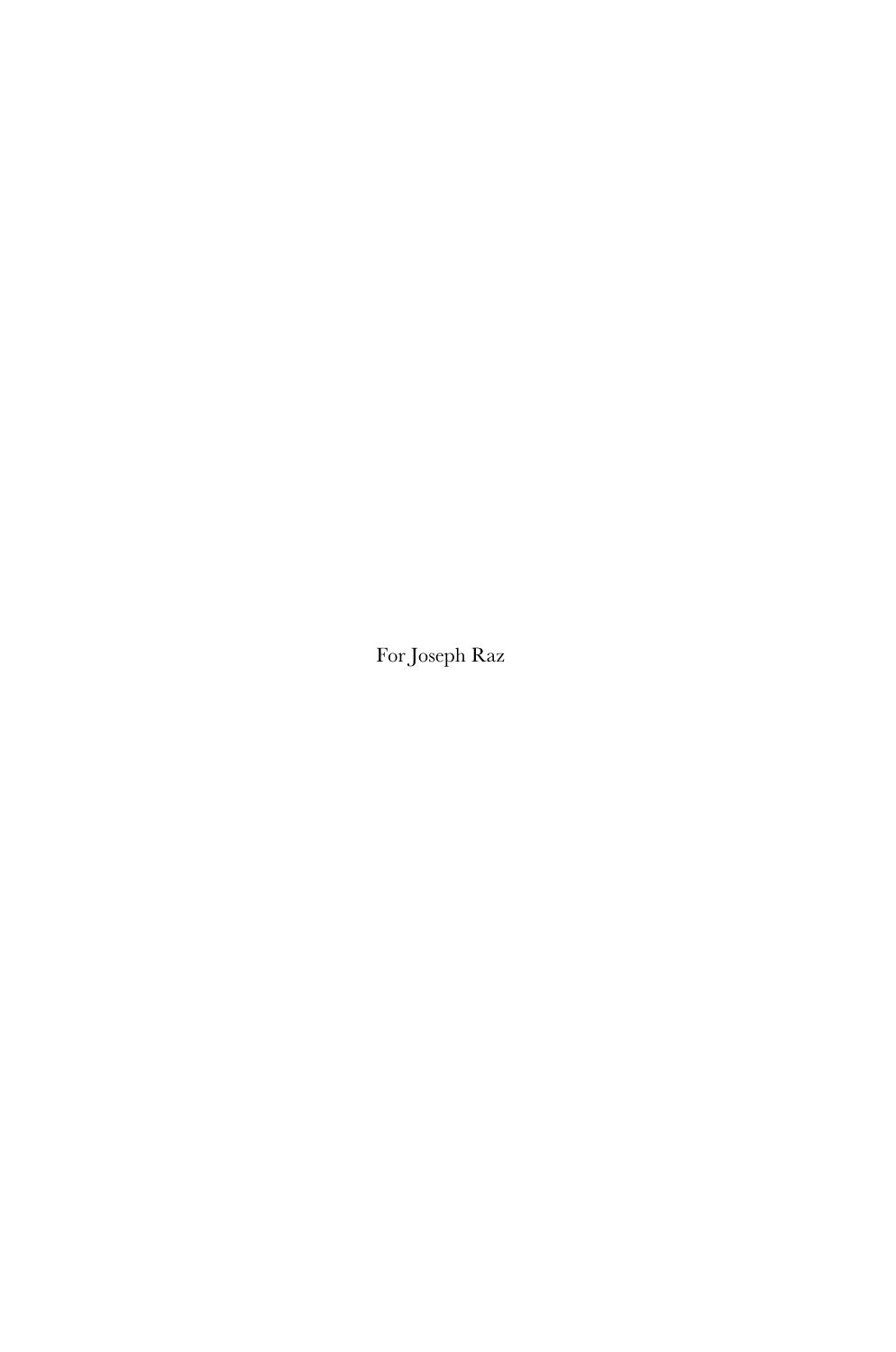For Joseph Raz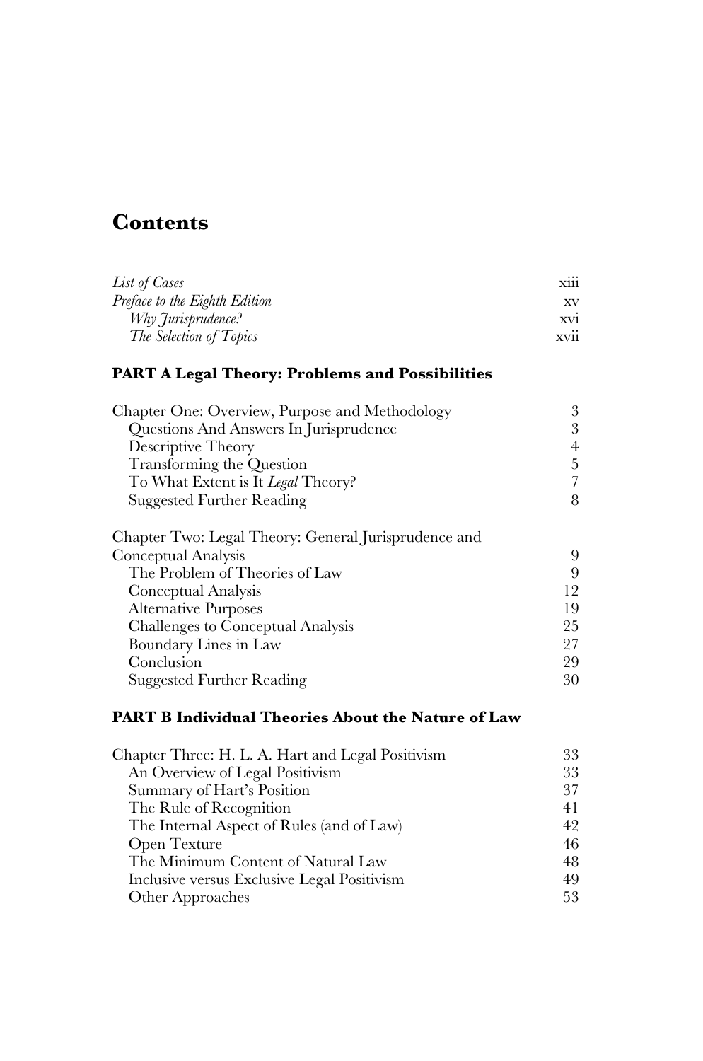# Contents

| | |
|---|---|
| *List of Cases* | xiii |
| *Preface to the Eighth Edition* | xv |
| *Why Jurisprudence?* | xvi |
| *The Selection of Topics* | xvii |

## PART A Legal Theory: Problems and Possibilities

| | |
|---|---|
| Chapter One: Overview, Purpose and Methodology | 3 |
| Questions And Answers In Jurisprudence | 3 |
| Descriptive Theory | 4 |
| Transforming the Question | 5 |
| To What Extent is It *Legal* Theory? | 7 |
| Suggested Further Reading | 8 |

| | |
|---|---|
| Chapter Two: Legal Theory: General Jurisprudence and Conceptual Analysis | 9 |
| The Problem of Theories of Law | 9 |
| Conceptual Analysis | 12 |
| Alternative Purposes | 19 |
| Challenges to Conceptual Analysis | 25 |
| Boundary Lines in Law | 27 |
| Conclusion | 29 |
| Suggested Further Reading | 30 |

## PART B Individual Theories About the Nature of Law

| | |
|---|---|
| Chapter Three: H. L. A. Hart and Legal Positivism | 33 |
| An Overview of Legal Positivism | 33 |
| Summary of Hart's Position | 37 |
| The Rule of Recognition | 41 |
| The Internal Aspect of Rules (and of Law) | 42 |
| Open Texture | 46 |
| The Minimum Content of Natural Law | 48 |
| Inclusive versus Exclusive Legal Positivism | 49 |
| Other Approaches | 53 |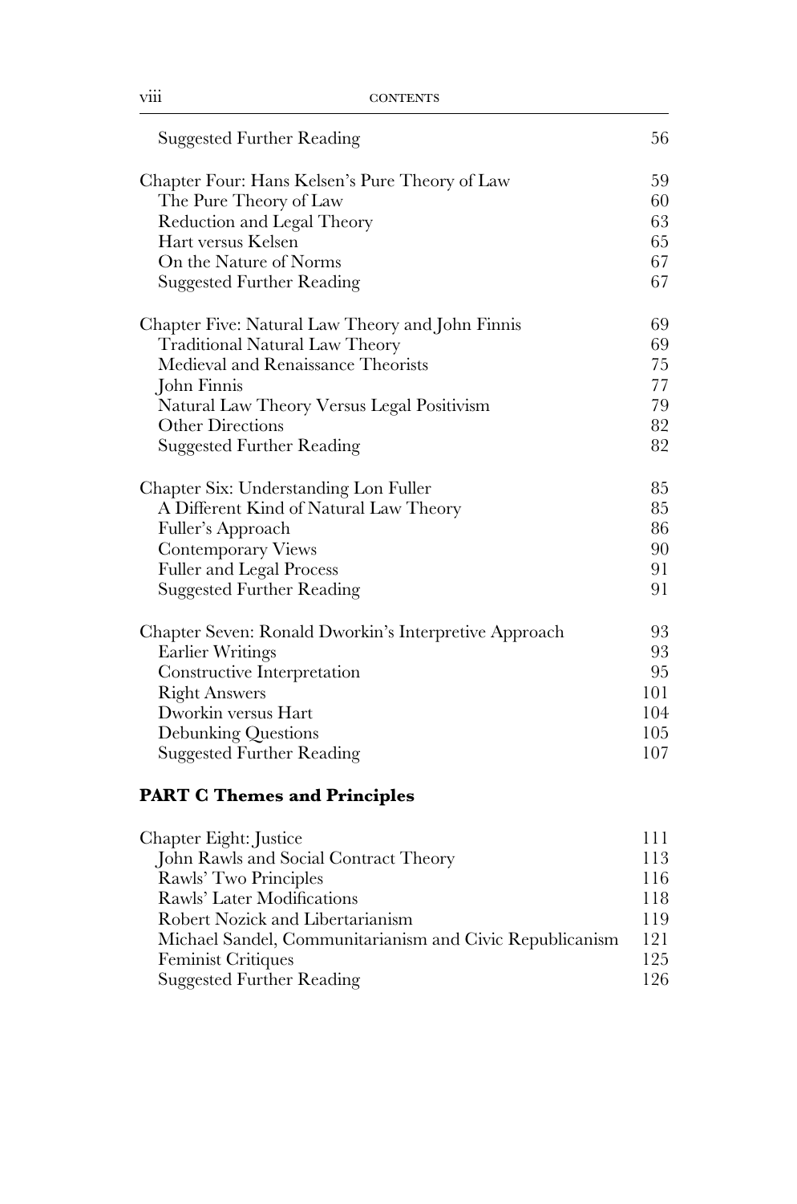| | |
|---|---|
| Suggested Further Reading | 56 |
| Chapter Four: Hans Kelsen's Pure Theory of Law | 59 |
| The Pure Theory of Law | 60 |
| Reduction and Legal Theory | 63 |
| Hart versus Kelsen | 65 |
| On the Nature of Norms | 67 |
| Suggested Further Reading | 67 |
| Chapter Five: Natural Law Theory and John Finnis | 69 |
| Traditional Natural Law Theory | 69 |
| Medieval and Renaissance Theorists | 75 |
| John Finnis | 77 |
| Natural Law Theory Versus Legal Positivism | 79 |
| Other Directions | 82 |
| Suggested Further Reading | 82 |
| Chapter Six: Understanding Lon Fuller | 85 |
| A Different Kind of Natural Law Theory | 85 |
| Fuller's Approach | 86 |
| Contemporary Views | 90 |
| Fuller and Legal Process | 91 |
| Suggested Further Reading | 91 |
| Chapter Seven: Ronald Dworkin's Interpretive Approach | 93 |
| Earlier Writings | 93 |
| Constructive Interpretation | 95 |
| Right Answers | 101 |
| Dworkin versus Hart | 104 |
| Debunking Questions | 105 |
| Suggested Further Reading | 107 |

## PART C Themes and Principles

| | |
|---|---|
| Chapter Eight: Justice | 111 |
| John Rawls and Social Contract Theory | 113 |
| Rawls' Two Principles | 116 |
| Rawls' Later Modifications | 118 |
| Robert Nozick and Libertarianism | 119 |
| Michael Sandel, Communitarianism and Civic Republicanism | 121 |
| Feminist Critiques | 125 |
| Suggested Further Reading | 126 |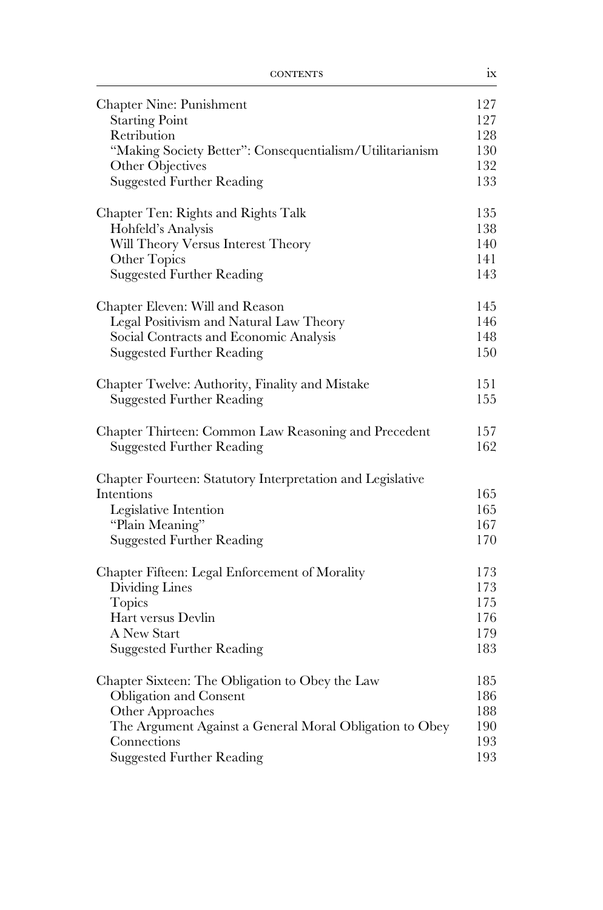| | |
|---|---|
| Chapter Nine: Punishment | 127 |
| Starting Point | 127 |
| Retribution | 128 |
| "Making Society Better": Consequentialism/Utilitarianism | 130 |
| Other Objectives | 132 |
| Suggested Further Reading | 133 |
| | |
| Chapter Ten: Rights and Rights Talk | 135 |
| Hohfeld's Analysis | 138 |
| Will Theory Versus Interest Theory | 140 |
| Other Topics | 141 |
| Suggested Further Reading | 143 |
| | |
| Chapter Eleven: Will and Reason | 145 |
| Legal Positivism and Natural Law Theory | 146 |
| Social Contracts and Economic Analysis | 148 |
| Suggested Further Reading | 150 |
| | |
| Chapter Twelve: Authority, Finality and Mistake | 151 |
| Suggested Further Reading | 155 |
| | |
| Chapter Thirteen: Common Law Reasoning and Precedent | 157 |
| Suggested Further Reading | 162 |
| | |
| Chapter Fourteen: Statutory Interpretation and Legislative Intentions | 165 |
| Legislative Intention | 165 |
| "Plain Meaning" | 167 |
| Suggested Further Reading | 170 |
| | |
| Chapter Fifteen: Legal Enforcement of Morality | 173 |
| Dividing Lines | 173 |
| Topics | 175 |
| Hart versus Devlin | 176 |
| A New Start | 179 |
| Suggested Further Reading | 183 |
| | |
| Chapter Sixteen: The Obligation to Obey the Law | 185 |
| Obligation and Consent | 186 |
| Other Approaches | 188 |
| The Argument Against a General Moral Obligation to Obey | 190 |
| Connections | 193 |
| Suggested Further Reading | 193 |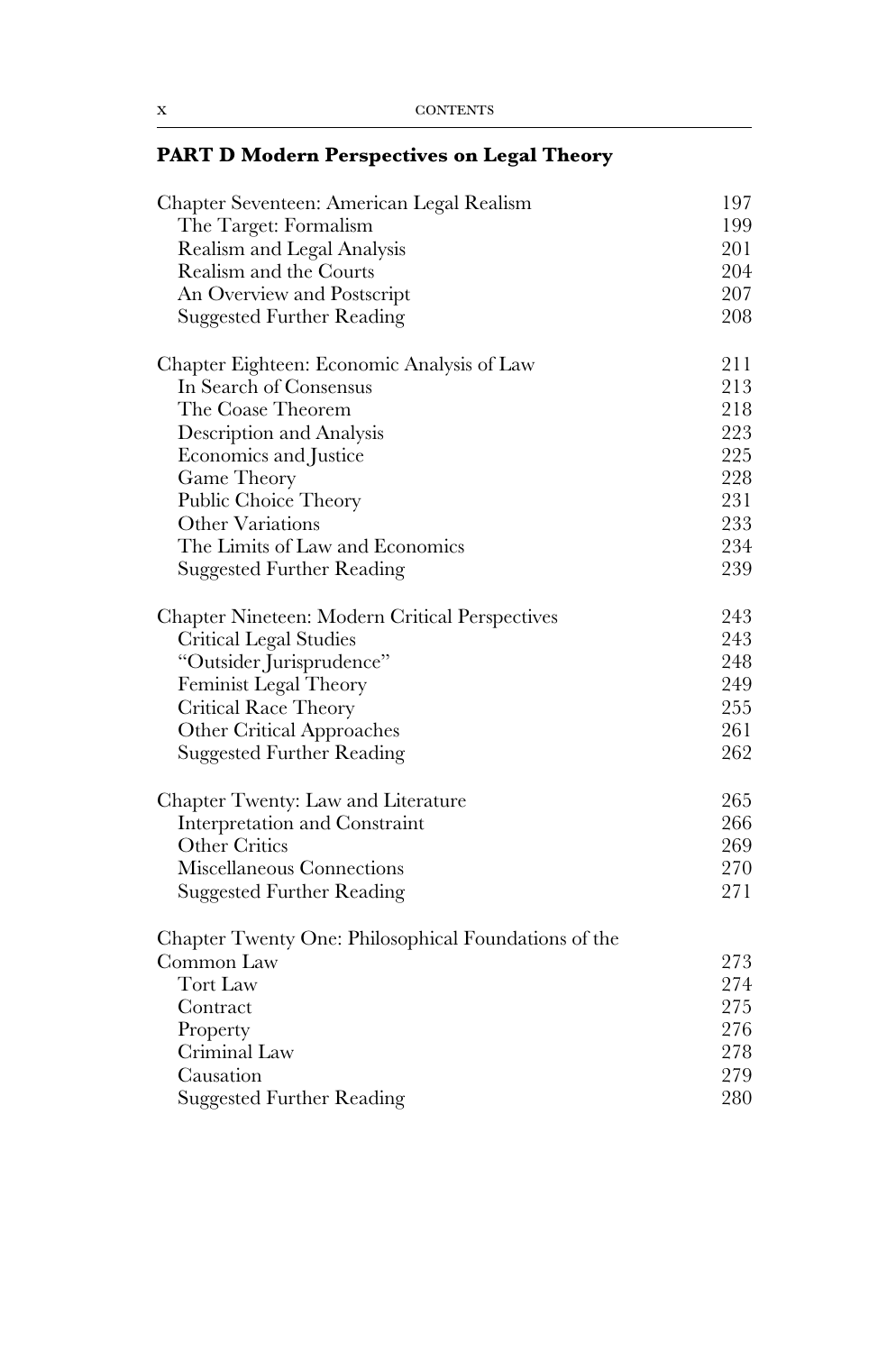## PART D Modern Perspectives on Legal Theory

| | |
|---|---|
| Chapter Seventeen: American Legal Realism | 197 |
| The Target: Formalism | 199 |
| Realism and Legal Analysis | 201 |
| Realism and the Courts | 204 |
| An Overview and Postscript | 207 |
| Suggested Further Reading | 208 |
| | |
| Chapter Eighteen: Economic Analysis of Law | 211 |
| In Search of Consensus | 213 |
| The Coase Theorem | 218 |
| Description and Analysis | 223 |
| Economics and Justice | 225 |
| Game Theory | 228 |
| Public Choice Theory | 231 |
| Other Variations | 233 |
| The Limits of Law and Economics | 234 |
| Suggested Further Reading | 239 |
| | |
| Chapter Nineteen: Modern Critical Perspectives | 243 |
| Critical Legal Studies | 243 |
| "Outsider Jurisprudence" | 248 |
| Feminist Legal Theory | 249 |
| Critical Race Theory | 255 |
| Other Critical Approaches | 261 |
| Suggested Further Reading | 262 |
| | |
| Chapter Twenty: Law and Literature | 265 |
| Interpretation and Constraint | 266 |
| Other Critics | 269 |
| Miscellaneous Connections | 270 |
| Suggested Further Reading | 271 |
| | |
| Chapter Twenty One: Philosophical Foundations of the Common Law | 273 |
| Tort Law | 274 |
| Contract | 275 |
| Property | 276 |
| Criminal Law | 278 |
| Causation | 279 |
| Suggested Further Reading | 280 |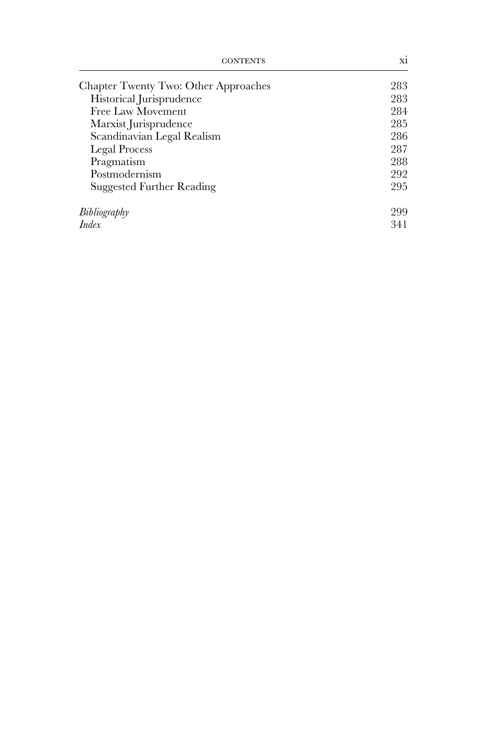| | |
|---|---|
| Chapter Twenty Two: Other Approaches | 283 |
| Historical Jurisprudence | 283 |
| Free Law Movement | 284 |
| Marxist Jurisprudence | 285 |
| Scandinavian Legal Realism | 286 |
| Legal Process | 287 |
| Pragmatism | 288 |
| Postmodernism | 292 |
| Suggested Further Reading | 295 |
| *Bibliography* | 299 |
| *Index* | 341 |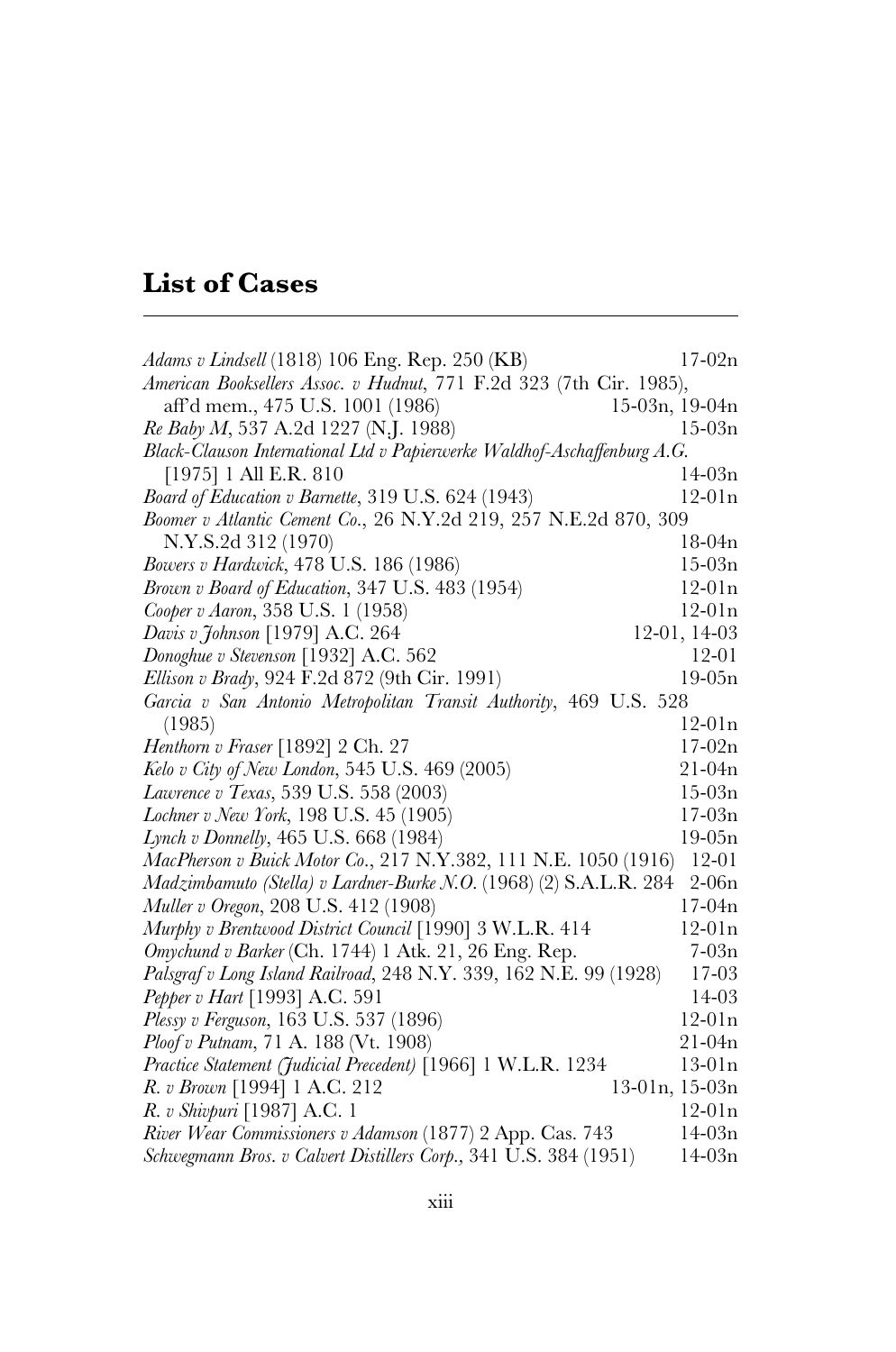## List of Cases

*Adams v Lindsell* (1818) 106 Eng. Rep. 250 (KB) 17-02n
*American Booksellers Assoc. v Hudnut*, 771 F.2d 323 (7th Cir. 1985), aff'd mem., 475 U.S. 1001 (1986) 15-03n, 19-04n
*Re Baby M*, 537 A.2d 1227 (N.J. 1988) 15-03n
*Black-Clauson International Ltd v Papierwerke Waldhof-Aschaffenburg A.G.* [1975] 1 All E.R. 810 14-03n
*Board of Education v Barnette*, 319 U.S. 624 (1943) 12-01n
*Boomer v Atlantic Cement Co.*, 26 N.Y.2d 219, 257 N.E.2d 870, 309 N.Y.S.2d 312 (1970) 18-04n
*Bowers v Hardwick*, 478 U.S. 186 (1986) 15-03n
*Brown v Board of Education*, 347 U.S. 483 (1954) 12-01n
*Cooper v Aaron*, 358 U.S. 1 (1958) 12-01n
*Davis v Johnson* [1979] A.C. 264 12-01, 14-03
*Donoghue v Stevenson* [1932] A.C. 562 12-01
*Ellison v Brady*, 924 F.2d 872 (9th Cir. 1991) 19-05n
*Garcia v San Antonio Metropolitan Transit Authority*, 469 U.S. 528 (1985) 12-01n
*Henthorn v Fraser* [1892] 2 Ch. 27 17-02n
*Kelo v City of New London*, 545 U.S. 469 (2005) 21-04n
*Lawrence v Texas*, 539 U.S. 558 (2003) 15-03n
*Lochner v New York*, 198 U.S. 45 (1905) 17-03n
*Lynch v Donnelly*, 465 U.S. 668 (1984) 19-05n
*MacPherson v Buick Motor Co.*, 217 N.Y.382, 111 N.E. 1050 (1916) 12-01
*Madzimbamuto (Stella) v Lardner-Burke N.O.* (1968) (2) S.A.L.R. 284 2-06n
*Muller v Oregon*, 208 U.S. 412 (1908) 17-04n
*Murphy v Brentwood District Council* [1990] 3 W.L.R. 414 12-01n
*Omychund v Barker* (Ch. 1744) 1 Atk. 21, 26 Eng. Rep. 7-03n
*Palsgraf v Long Island Railroad*, 248 N.Y. 339, 162 N.E. 99 (1928) 17-03
*Pepper v Hart* [1993] A.C. 591 14-03
*Plessy v Ferguson*, 163 U.S. 537 (1896) 12-01n
*Ploof v Putnam*, 71 A. 188 (Vt. 1908) 21-04n
*Practice Statement (Judicial Precedent)* [1966] 1 W.L.R. 1234 13-01n
*R. v Brown* [1994] 1 A.C. 212 13-01n, 15-03n
*R. v Shivpuri* [1987] A.C. 1 12-01n
*River Wear Commissioners v Adamson* (1877) 2 App. Cas. 743 14-03n
*Schwegmann Bros. v Calvert Distillers Corp.*, 341 U.S. 384 (1951) 14-03n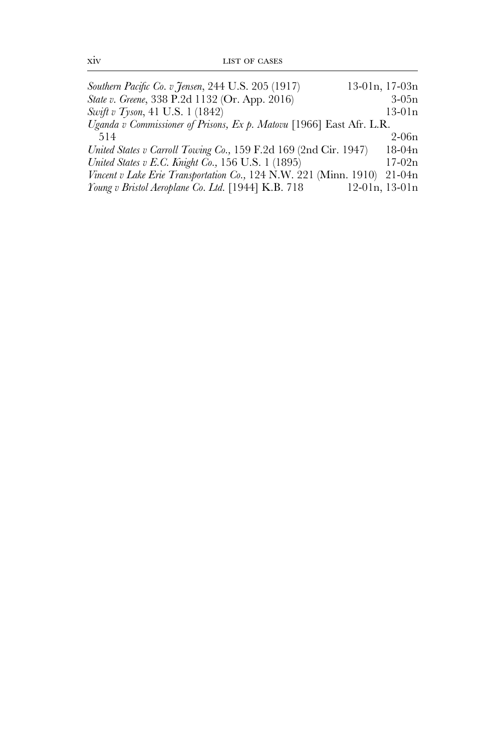*Southern Pacific Co. v Jensen*, 244 U.S. 205 (1917) 13-01n, 17-03n

*State v. Greene*, 338 P.2d 1132 (Or. App. 2016) 3-05n

*Swift v Tyson*, 41 U.S. 1 (1842) 13-01n

*Uganda v Commissioner of Prisons, Ex p. Matovu* [1966] East Afr. L.R. 514 2-06n

*United States v Carroll Towing Co.*, 159 F.2d 169 (2nd Cir. 1947) 18-04n

*United States v E.C. Knight Co.*, 156 U.S. 1 (1895) 17-02n

*Vincent v Lake Erie Transportation Co.*, 124 N.W. 221 (Minn. 1910) 21-04n

*Young v Bristol Aeroplane Co. Ltd.* [1944] K.B. 718 12-01n, 13-01n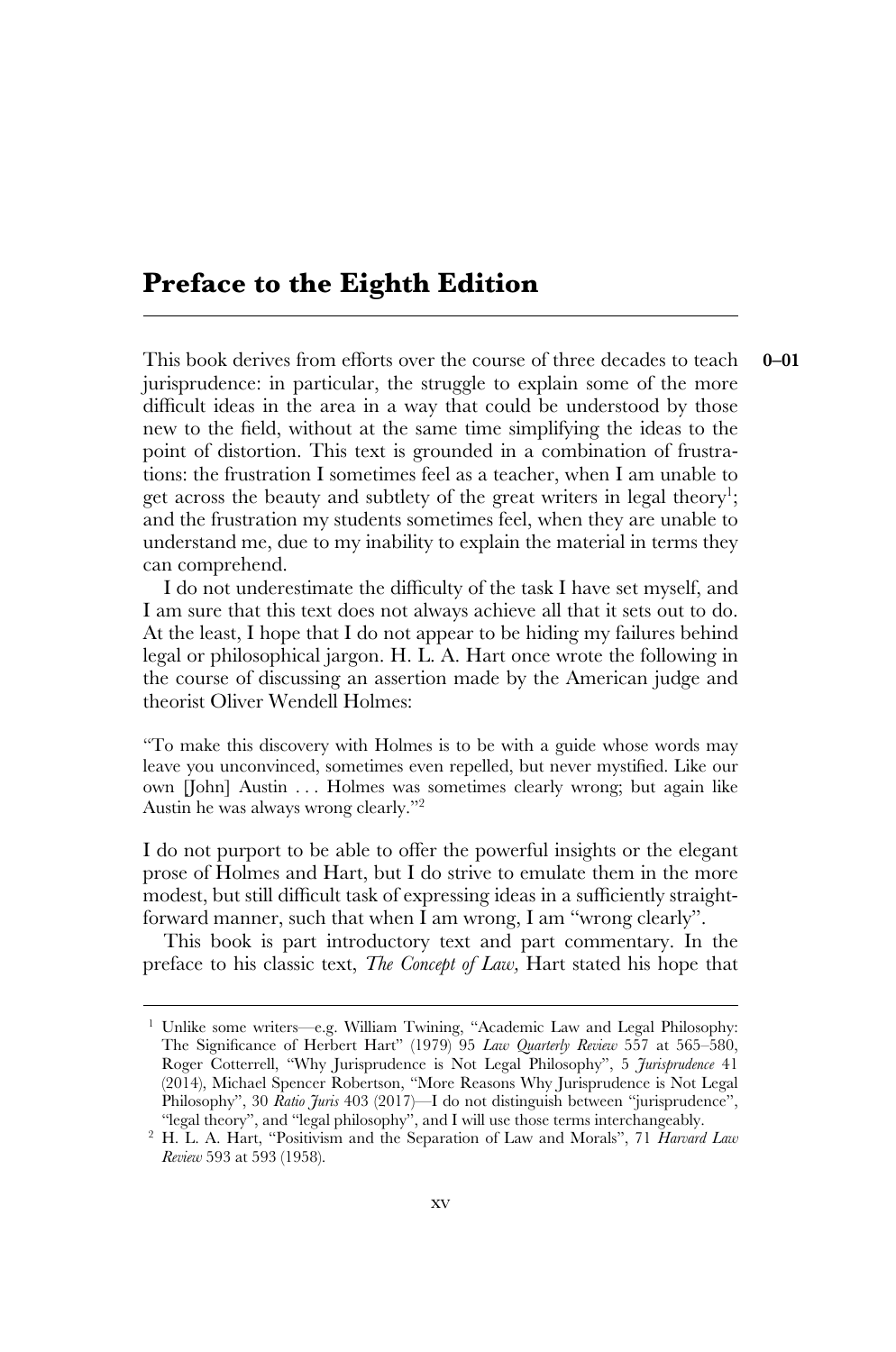# Preface to the Eighth Edition

**0–01** This book derives from efforts over the course of three decades to teach jurisprudence: in particular, the struggle to explain some of the more difficult ideas in the area in a way that could be understood by those new to the field, without at the same time simplifying the ideas to the point of distortion. This text is grounded in a combination of frustrations: the frustration I sometimes feel as a teacher, when I am unable to get across the beauty and subtlety of the great writers in legal theory[1]; and the frustration my students sometimes feel, when they are unable to understand me, due to my inability to explain the material in terms they can comprehend.

I do not underestimate the difficulty of the task I have set myself, and I am sure that this text does not always achieve all that it sets out to do. At the least, I hope that I do not appear to be hiding my failures behind legal or philosophical jargon. H. L. A. Hart once wrote the following in the course of discussing an assertion made by the American judge and theorist Oliver Wendell Holmes:

> "To make this discovery with Holmes is to be with a guide whose words may leave you unconvinced, sometimes even repelled, but never mystified. Like our own [John] Austin . . . Holmes was sometimes clearly wrong; but again like Austin he was always wrong clearly."[2]

I do not purport to be able to offer the powerful insights or the elegant prose of Holmes and Hart, but I do strive to emulate them in the more modest, but still difficult task of expressing ideas in a sufficiently straightforward manner, such that when I am wrong, I am "wrong clearly".

This book is part introductory text and part commentary. In the preface to his classic text, *The Concept of Law,* Hart stated his hope that

---

[1] Unlike some writers—e.g. William Twining, "Academic Law and Legal Philosophy: The Significance of Herbert Hart" (1979) 95 *Law Quarterly Review* 557 at 565–580, Roger Cotterrell, "Why Jurisprudence is Not Legal Philosophy", 5 *Jurisprudence* 41 (2014), Michael Spencer Robertson, "More Reasons Why Jurisprudence is Not Legal Philosophy", 30 *Ratio Juris* 403 (2017)—I do not distinguish between "jurisprudence", "legal theory", and "legal philosophy", and I will use those terms interchangeably.

[2] H. L. A. Hart, "Positivism and the Separation of Law and Morals", 71 *Harvard Law Review* 593 at 593 (1958).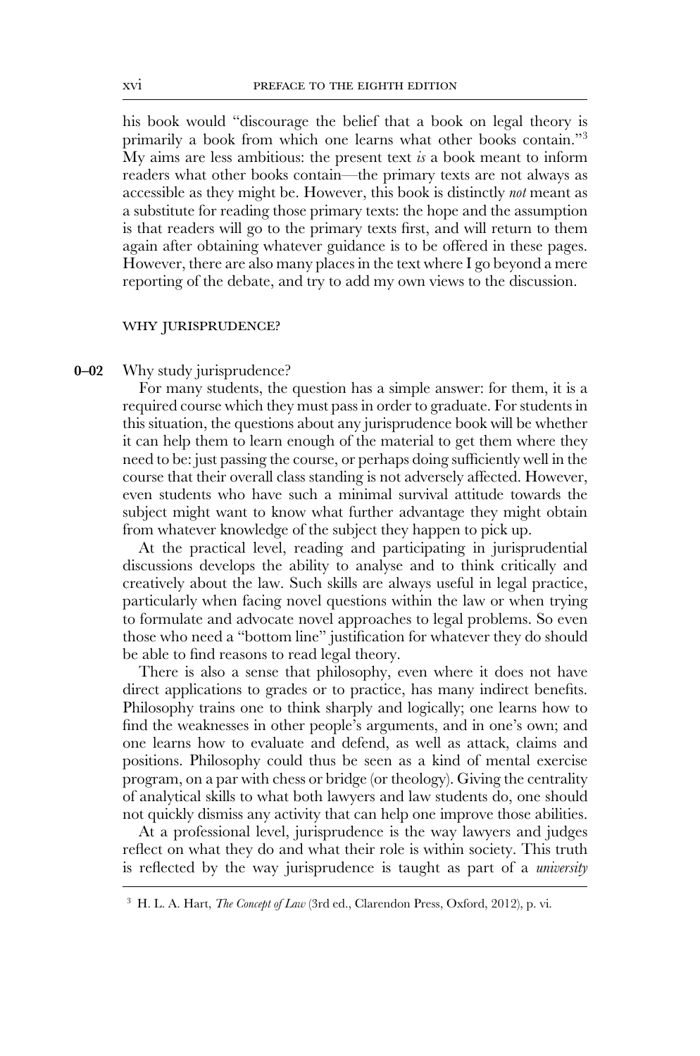his book would "discourage the belief that a book on legal theory is primarily a book from which one learns what other books contain."[3] My aims are less ambitious: the present text *is* a book meant to inform readers what other books contain—the primary texts are not always as accessible as they might be. However, this book is distinctly *not* meant as a substitute for reading those primary texts: the hope and the assumption is that readers will go to the primary texts first, and will return to them again after obtaining whatever guidance is to be offered in these pages. However, there are also many places in the text where I go beyond a mere reporting of the debate, and try to add my own views to the discussion.

## WHY JURISPRUDENCE?

**0–02** Why study jurisprudence?

For many students, the question has a simple answer: for them, it is a required course which they must pass in order to graduate. For students in this situation, the questions about any jurisprudence book will be whether it can help them to learn enough of the material to get them where they need to be: just passing the course, or perhaps doing sufficiently well in the course that their overall class standing is not adversely affected. However, even students who have such a minimal survival attitude towards the subject might want to know what further advantage they might obtain from whatever knowledge of the subject they happen to pick up.

At the practical level, reading and participating in jurisprudential discussions develops the ability to analyse and to think critically and creatively about the law. Such skills are always useful in legal practice, particularly when facing novel questions within the law or when trying to formulate and advocate novel approaches to legal problems. So even those who need a "bottom line" justification for whatever they do should be able to find reasons to read legal theory.

There is also a sense that philosophy, even where it does not have direct applications to grades or to practice, has many indirect benefits. Philosophy trains one to think sharply and logically; one learns how to find the weaknesses in other people's arguments, and in one's own; and one learns how to evaluate and defend, as well as attack, claims and positions. Philosophy could thus be seen as a kind of mental exercise program, on a par with chess or bridge (or theology). Giving the centrality of analytical skills to what both lawyers and law students do, one should not quickly dismiss any activity that can help one improve those abilities.

At a professional level, jurisprudence is the way lawyers and judges reflect on what they do and what their role is within society. This truth is reflected by the way jurisprudence is taught as part of a *university*

---

[3] H. L. A. Hart, *The Concept of Law* (3rd ed., Clarendon Press, Oxford, 2012), p. vi.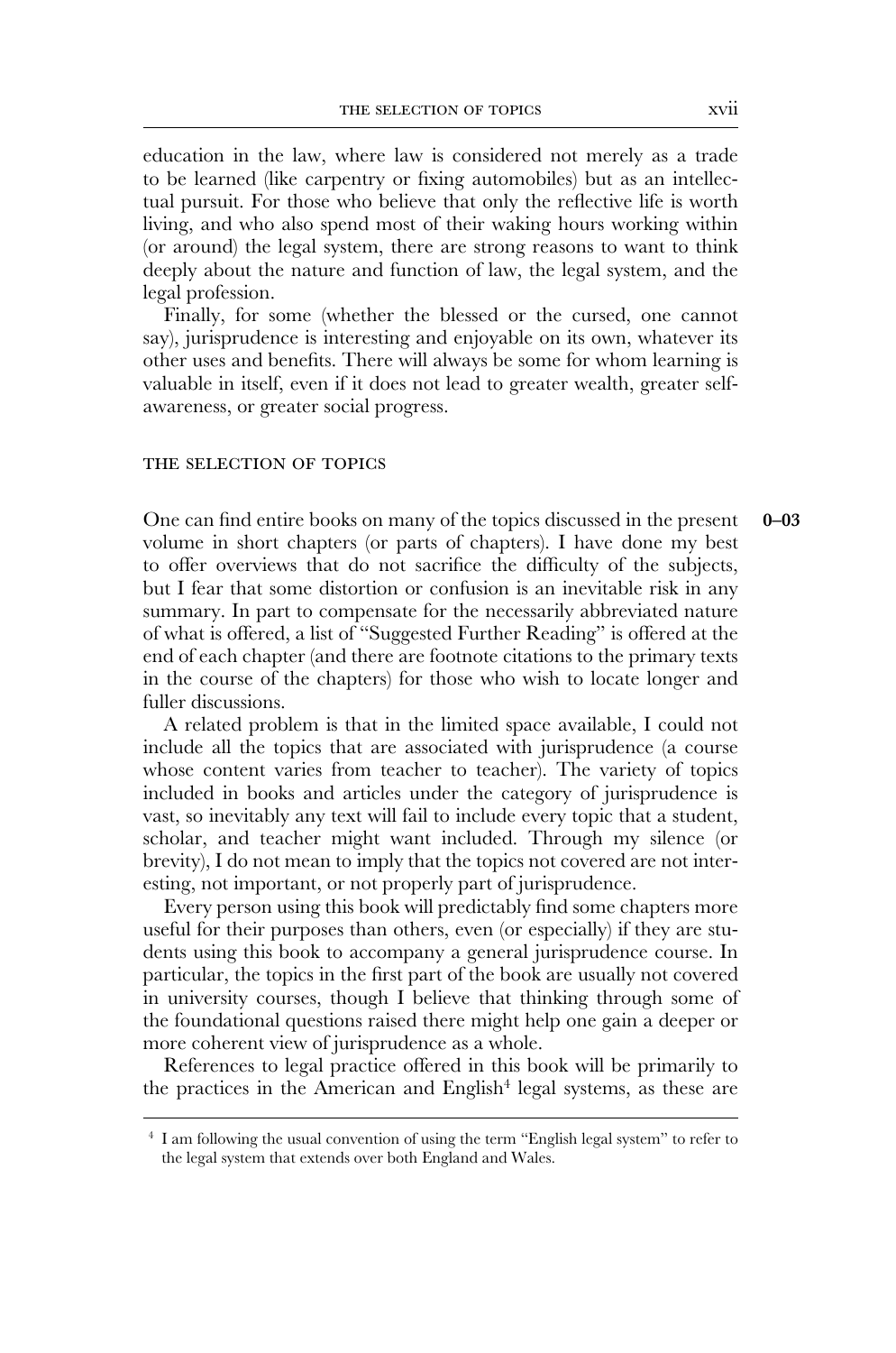education in the law, where law is considered not merely as a trade to be learned (like carpentry or fixing automobiles) but as an intellectual pursuit. For those who believe that only the reflective life is worth living, and who also spend most of their waking hours working within (or around) the legal system, there are strong reasons to want to think deeply about the nature and function of law, the legal system, and the legal profession.

Finally, for some (whether the blessed or the cursed, one cannot say), jurisprudence is interesting and enjoyable on its own, whatever its other uses and benefits. There will always be some for whom learning is valuable in itself, even if it does not lead to greater wealth, greater self-awareness, or greater social progress.

## THE SELECTION OF TOPICS

**0–03** One can find entire books on many of the topics discussed in the present volume in short chapters (or parts of chapters). I have done my best to offer overviews that do not sacrifice the difficulty of the subjects, but I fear that some distortion or confusion is an inevitable risk in any summary. In part to compensate for the necessarily abbreviated nature of what is offered, a list of "Suggested Further Reading" is offered at the end of each chapter (and there are footnote citations to the primary texts in the course of the chapters) for those who wish to locate longer and fuller discussions.

A related problem is that in the limited space available, I could not include all the topics that are associated with jurisprudence (a course whose content varies from teacher to teacher). The variety of topics included in books and articles under the category of jurisprudence is vast, so inevitably any text will fail to include every topic that a student, scholar, and teacher might want included. Through my silence (or brevity), I do not mean to imply that the topics not covered are not interesting, not important, or not properly part of jurisprudence.

Every person using this book will predictably find some chapters more useful for their purposes than others, even (or especially) if they are students using this book to accompany a general jurisprudence course. In particular, the topics in the first part of the book are usually not covered in university courses, though I believe that thinking through some of the foundational questions raised there might help one gain a deeper or more coherent view of jurisprudence as a whole.

References to legal practice offered in this book will be primarily to the practices in the American and English[4] legal systems, as these are

---

[4] I am following the usual convention of using the term "English legal system" to refer to the legal system that extends over both England and Wales.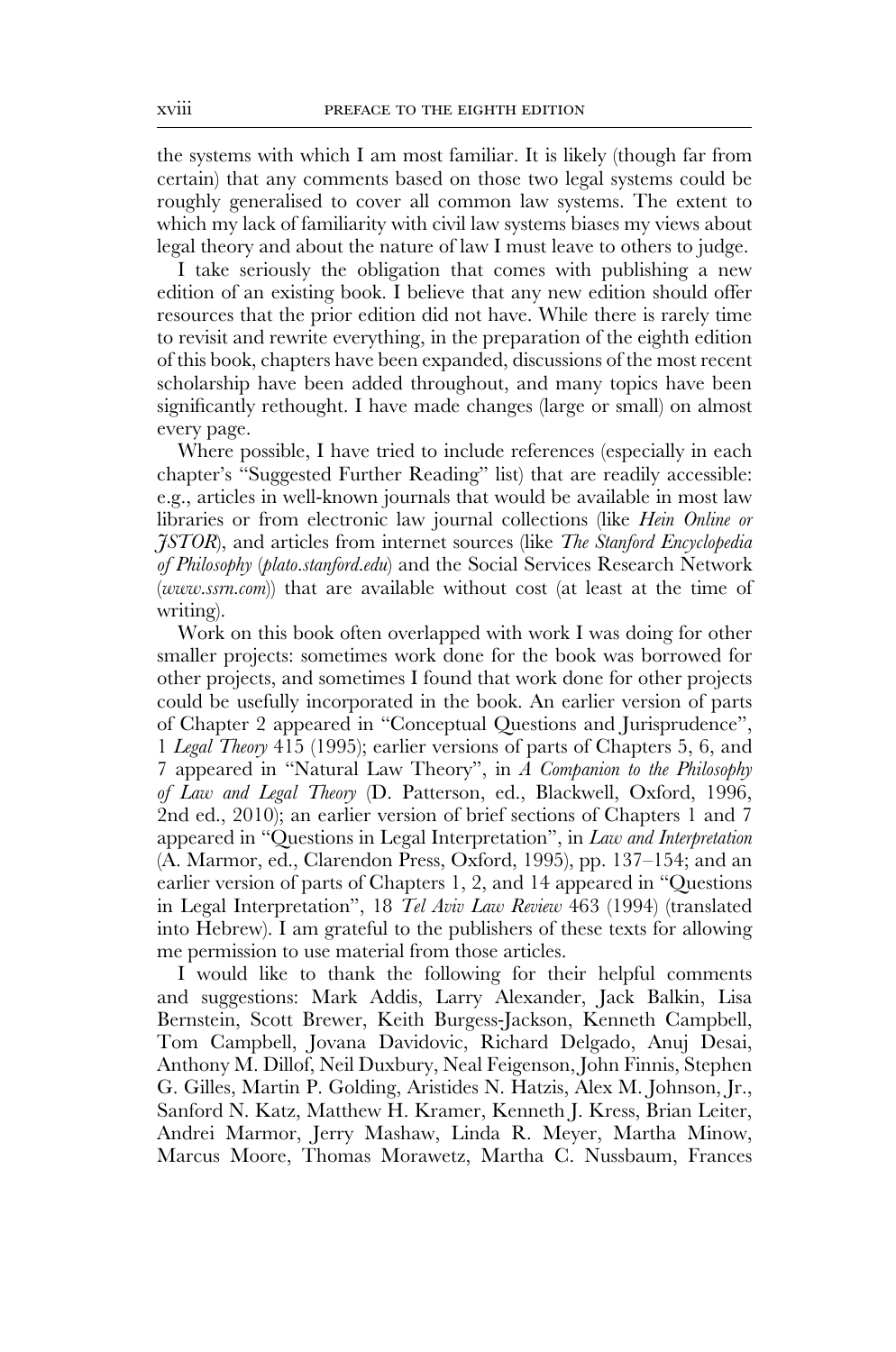the systems with which I am most familiar. It is likely (though far from certain) that any comments based on those two legal systems could be roughly generalised to cover all common law systems. The extent to which my lack of familiarity with civil law systems biases my views about legal theory and about the nature of law I must leave to others to judge.

I take seriously the obligation that comes with publishing a new edition of an existing book. I believe that any new edition should offer resources that the prior edition did not have. While there is rarely time to revisit and rewrite everything, in the preparation of the eighth edition of this book, chapters have been expanded, discussions of the most recent scholarship have been added throughout, and many topics have been significantly rethought. I have made changes (large or small) on almost every page.

Where possible, I have tried to include references (especially in each chapter's "Suggested Further Reading" list) that are readily accessible: e.g., articles in well-known journals that would be available in most law libraries or from electronic law journal collections (like *Hein Online or JSTOR*), and articles from internet sources (like *The Stanford Encyclopedia of Philosophy* (*plato.stanford.edu*) and the Social Services Research Network (*www.ssrn.com*)) that are available without cost (at least at the time of writing).

Work on this book often overlapped with work I was doing for other smaller projects: sometimes work done for the book was borrowed for other projects, and sometimes I found that work done for other projects could be usefully incorporated in the book. An earlier version of parts of Chapter 2 appeared in "Conceptual Questions and Jurisprudence", 1 *Legal Theory* 415 (1995); earlier versions of parts of Chapters 5, 6, and 7 appeared in "Natural Law Theory", in *A Companion to the Philosophy of Law and Legal Theory* (D. Patterson, ed., Blackwell, Oxford, 1996, 2nd ed., 2010); an earlier version of brief sections of Chapters 1 and 7 appeared in "Questions in Legal Interpretation", in *Law and Interpretation* (A. Marmor, ed., Clarendon Press, Oxford, 1995), pp. 137–154; and an earlier version of parts of Chapters 1, 2, and 14 appeared in "Questions in Legal Interpretation", 18 *Tel Aviv Law Review* 463 (1994) (translated into Hebrew). I am grateful to the publishers of these texts for allowing me permission to use material from those articles.

I would like to thank the following for their helpful comments and suggestions: Mark Addis, Larry Alexander, Jack Balkin, Lisa Bernstein, Scott Brewer, Keith Burgess-Jackson, Kenneth Campbell, Tom Campbell, Jovana Davidovic, Richard Delgado, Anuj Desai, Anthony M. Dillof, Neil Duxbury, Neal Feigenson, John Finnis, Stephen G. Gilles, Martin P. Golding, Aristides N. Hatzis, Alex M. Johnson, Jr., Sanford N. Katz, Matthew H. Kramer, Kenneth J. Kress, Brian Leiter, Andrei Marmor, Jerry Mashaw, Linda R. Meyer, Martha Minow, Marcus Moore, Thomas Morawetz, Martha C. Nussbaum, Frances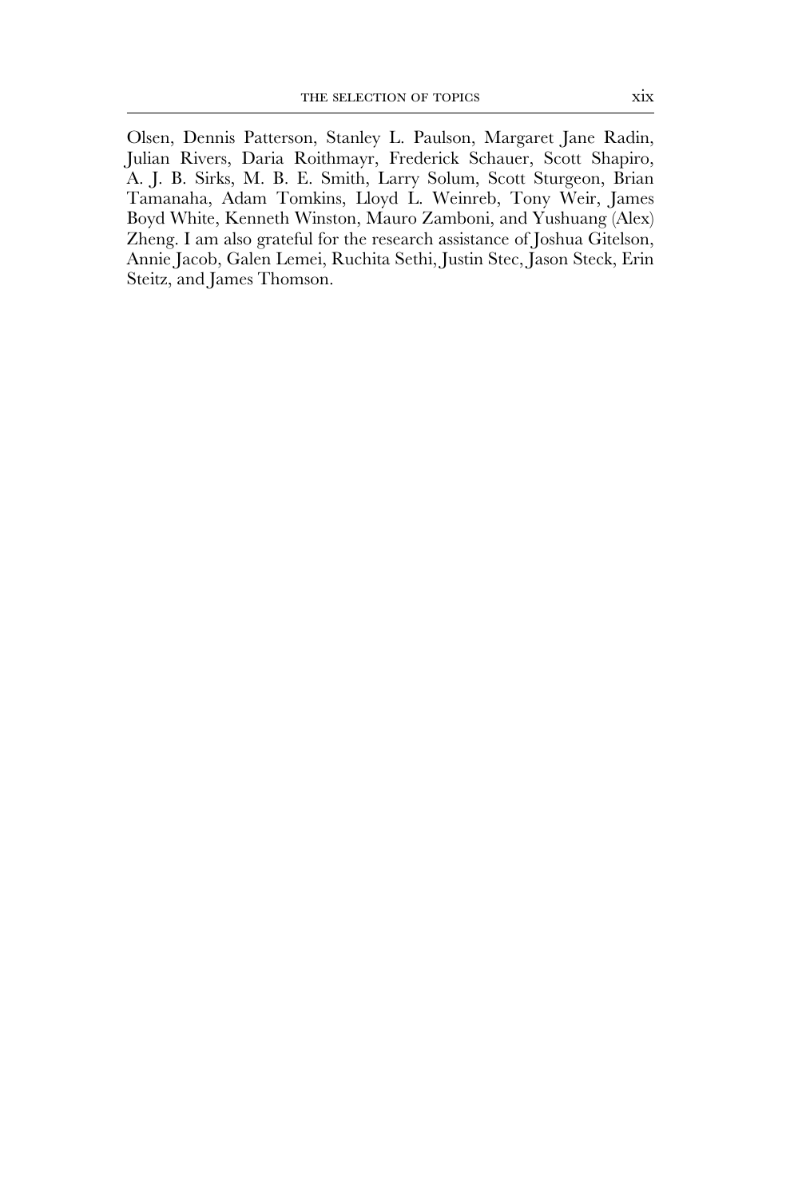Olsen, Dennis Patterson, Stanley L. Paulson, Margaret Jane Radin, Julian Rivers, Daria Roithmayr, Frederick Schauer, Scott Shapiro, A. J. B. Sirks, M. B. E. Smith, Larry Solum, Scott Sturgeon, Brian Tamanaha, Adam Tomkins, Lloyd L. Weinreb, Tony Weir, James Boyd White, Kenneth Winston, Mauro Zamboni, and Yushuang (Alex) Zheng. I am also grateful for the research assistance of Joshua Gitelson, Annie Jacob, Galen Lemei, Ruchita Sethi, Justin Stec, Jason Steck, Erin Steitz, and James Thomson.